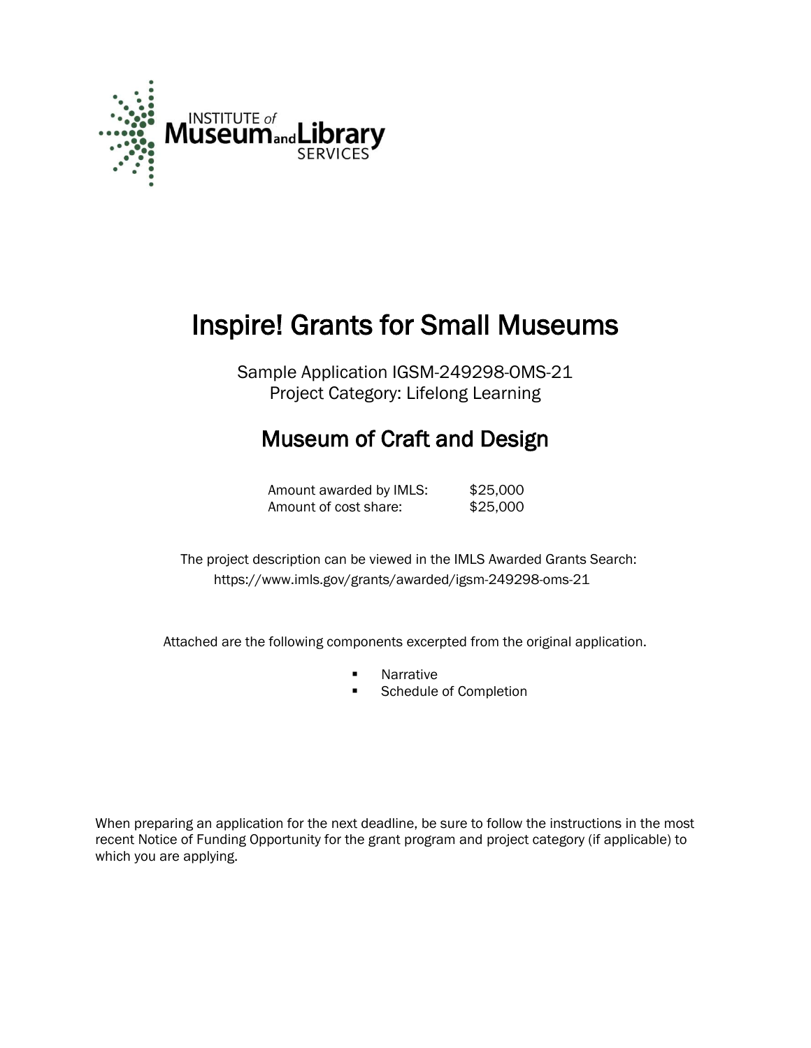# Inspire! Grants for Small Museums

Sample Application IGSM-249298-OMS-21
Project Category: Lifelong Learning

## Museum of Craft and Design

| | |
|---|---|
| Amount awarded by IMLS: | $25,000 |
| Amount of cost share: | $25,000 |

The project description can be viewed in the IMLS Awarded Grants Search:
https://www.imls.gov/grants/awarded/igsm-249298-oms-21

Attached are the following components excerpted from the original application.

- Narrative
- Schedule of Completion

When preparing an application for the next deadline, be sure to follow the instructions in the most recent Notice of Funding Opportunity for the grant program and project category (if applicable) to which you are applying.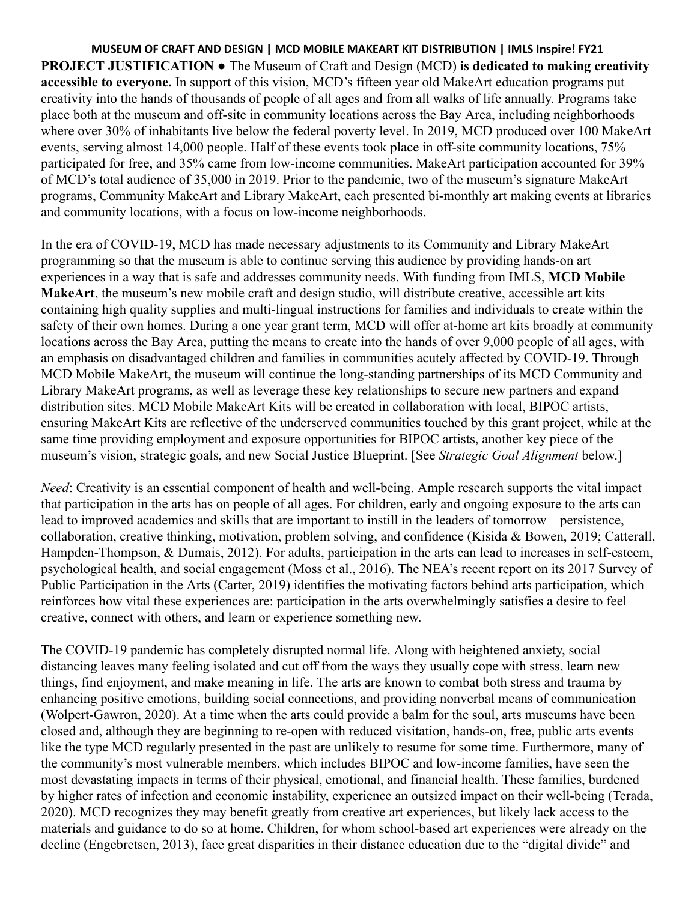**PROJECT JUSTIFICATION** ● The Museum of Craft and Design (MCD) **is dedicated to making creativity accessible to everyone.** In support of this vision, MCD's fifteen year old MakeArt education programs put creativity into the hands of thousands of people of all ages and from all walks of life annually. Programs take place both at the museum and off-site in community locations across the Bay Area, including neighborhoods where over 30% of inhabitants live below the federal poverty level. In 2019, MCD produced over 100 MakeArt events, serving almost 14,000 people. Half of these events took place in off-site community locations, 75% participated for free, and 35% came from low-income communities. MakeArt participation accounted for 39% of MCD's total audience of 35,000 in 2019. Prior to the pandemic, two of the museum's signature MakeArt programs, Community MakeArt and Library MakeArt, each presented bi-monthly art making events at libraries and community locations, with a focus on low-income neighborhoods.

In the era of COVID-19, MCD has made necessary adjustments to its Community and Library MakeArt programming so that the museum is able to continue serving this audience by providing hands-on art experiences in a way that is safe and addresses community needs. With funding from IMLS, **MCD Mobile MakeArt**, the museum's new mobile craft and design studio, will distribute creative, accessible art kits containing high quality supplies and multi-lingual instructions for families and individuals to create within the safety of their own homes. During a one year grant term, MCD will offer at-home art kits broadly at community locations across the Bay Area, putting the means to create into the hands of over 9,000 people of all ages, with an emphasis on disadvantaged children and families in communities acutely affected by COVID-19. Through MCD Mobile MakeArt, the museum will continue the long-standing partnerships of its MCD Community and Library MakeArt programs, as well as leverage these key relationships to secure new partners and expand distribution sites. MCD Mobile MakeArt Kits will be created in collaboration with local, BIPOC artists, ensuring MakeArt Kits are reflective of the underserved communities touched by this grant project, while at the same time providing employment and exposure opportunities for BIPOC artists, another key piece of the museum's vision, strategic goals, and new Social Justice Blueprint. [See *Strategic Goal Alignment* below.]

*Need*: Creativity is an essential component of health and well-being. Ample research supports the vital impact that participation in the arts has on people of all ages. For children, early and ongoing exposure to the arts can lead to improved academics and skills that are important to instill in the leaders of tomorrow – persistence, collaboration, creative thinking, motivation, problem solving, and confidence (Kisida & Bowen, 2019; Catterall, Hampden-Thompson, & Dumais, 2012). For adults, participation in the arts can lead to increases in self-esteem, psychological health, and social engagement (Moss et al., 2016). The NEA's recent report on its 2017 Survey of Public Participation in the Arts (Carter, 2019) identifies the motivating factors behind arts participation, which reinforces how vital these experiences are: participation in the arts overwhelmingly satisfies a desire to feel creative, connect with others, and learn or experience something new.

The COVID-19 pandemic has completely disrupted normal life. Along with heightened anxiety, social distancing leaves many feeling isolated and cut off from the ways they usually cope with stress, learn new things, find enjoyment, and make meaning in life. The arts are known to combat both stress and trauma by enhancing positive emotions, building social connections, and providing nonverbal means of communication (Wolpert-Gawron, 2020). At a time when the arts could provide a balm for the soul, arts museums have been closed and, although they are beginning to re-open with reduced visitation, hands-on, free, public arts events like the type MCD regularly presented in the past are unlikely to resume for some time. Furthermore, many of the community's most vulnerable members, which includes BIPOC and low-income families, have seen the most devastating impacts in terms of their physical, emotional, and financial health. These families, burdened by higher rates of infection and economic instability, experience an outsized impact on their well-being (Terada, 2020). MCD recognizes they may benefit greatly from creative art experiences, but likely lack access to the materials and guidance to do so at home. Children, for whom school-based art experiences were already on the decline (Engebretsen, 2013), face great disparities in their distance education due to the "digital divide" and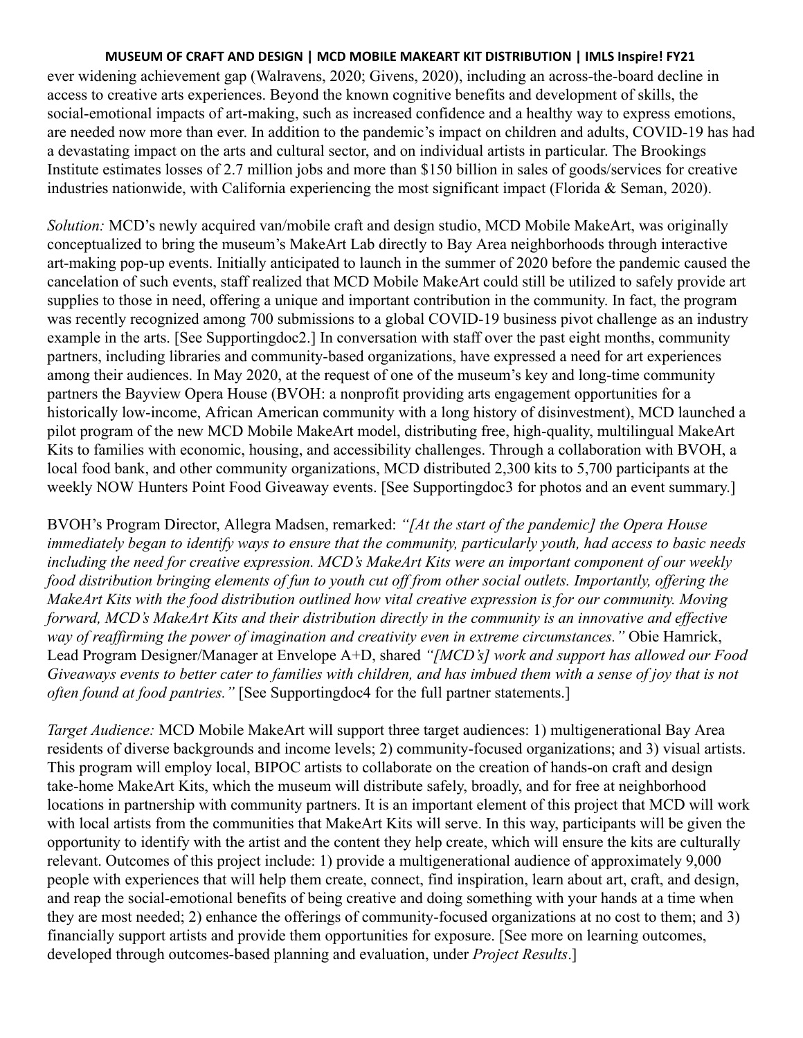ever widening achievement gap (Walravens, 2020; Givens, 2020), including an across-the-board decline in access to creative arts experiences. Beyond the known cognitive benefits and development of skills, the social-emotional impacts of art-making, such as increased confidence and a healthy way to express emotions, are needed now more than ever. In addition to the pandemic's impact on children and adults, COVID-19 has had a devastating impact on the arts and cultural sector, and on individual artists in particular. The Brookings Institute estimates losses of 2.7 million jobs and more than $150 billion in sales of goods/services for creative industries nationwide, with California experiencing the most significant impact (Florida & Seman, 2020).

*Solution:* MCD's newly acquired van/mobile craft and design studio, MCD Mobile MakeArt, was originally conceptualized to bring the museum's MakeArt Lab directly to Bay Area neighborhoods through interactive art-making pop-up events. Initially anticipated to launch in the summer of 2020 before the pandemic caused the cancelation of such events, staff realized that MCD Mobile MakeArt could still be utilized to safely provide art supplies to those in need, offering a unique and important contribution in the community. In fact, the program was recently recognized among 700 submissions to a global COVID-19 business pivot challenge as an industry example in the arts. [See Supportingdoc2.] In conversation with staff over the past eight months, community partners, including libraries and community-based organizations, have expressed a need for art experiences among their audiences. In May 2020, at the request of one of the museum's key and long-time community partners the Bayview Opera House (BVOH: a nonprofit providing arts engagement opportunities for a historically low-income, African American community with a long history of disinvestment), MCD launched a pilot program of the new MCD Mobile MakeArt model, distributing free, high-quality, multilingual MakeArt Kits to families with economic, housing, and accessibility challenges. Through a collaboration with BVOH, a local food bank, and other community organizations, MCD distributed 2,300 kits to 5,700 participants at the weekly NOW Hunters Point Food Giveaway events. [See Supportingdoc3 for photos and an event summary.]

BVOH's Program Director, Allegra Madsen, remarked: *"[At the start of the pandemic] the Opera House immediately began to identify ways to ensure that the community, particularly youth, had access to basic needs including the need for creative expression. MCD's MakeArt Kits were an important component of our weekly food distribution bringing elements of fun to youth cut off from other social outlets. Importantly, offering the MakeArt Kits with the food distribution outlined how vital creative expression is for our community. Moving forward, MCD's MakeArt Kits and their distribution directly in the community is an innovative and effective way of reaffirming the power of imagination and creativity even in extreme circumstances."* Obie Hamrick, Lead Program Designer/Manager at Envelope A+D, shared *"[MCD's] work and support has allowed our Food Giveaways events to better cater to families with children, and has imbued them with a sense of joy that is not often found at food pantries."* [See Supportingdoc4 for the full partner statements.]

*Target Audience:* MCD Mobile MakeArt will support three target audiences: 1) multigenerational Bay Area residents of diverse backgrounds and income levels; 2) community-focused organizations; and 3) visual artists. This program will employ local, BIPOC artists to collaborate on the creation of hands-on craft and design take-home MakeArt Kits, which the museum will distribute safely, broadly, and for free at neighborhood locations in partnership with community partners. It is an important element of this project that MCD will work with local artists from the communities that MakeArt Kits will serve. In this way, participants will be given the opportunity to identify with the artist and the content they help create, which will ensure the kits are culturally relevant. Outcomes of this project include: 1) provide a multigenerational audience of approximately 9,000 people with experiences that will help them create, connect, find inspiration, learn about art, craft, and design, and reap the social-emotional benefits of being creative and doing something with your hands at a time when they are most needed; 2) enhance the offerings of community-focused organizations at no cost to them; and 3) financially support artists and provide them opportunities for exposure. [See more on learning outcomes, developed through outcomes-based planning and evaluation, under *Project Results*.]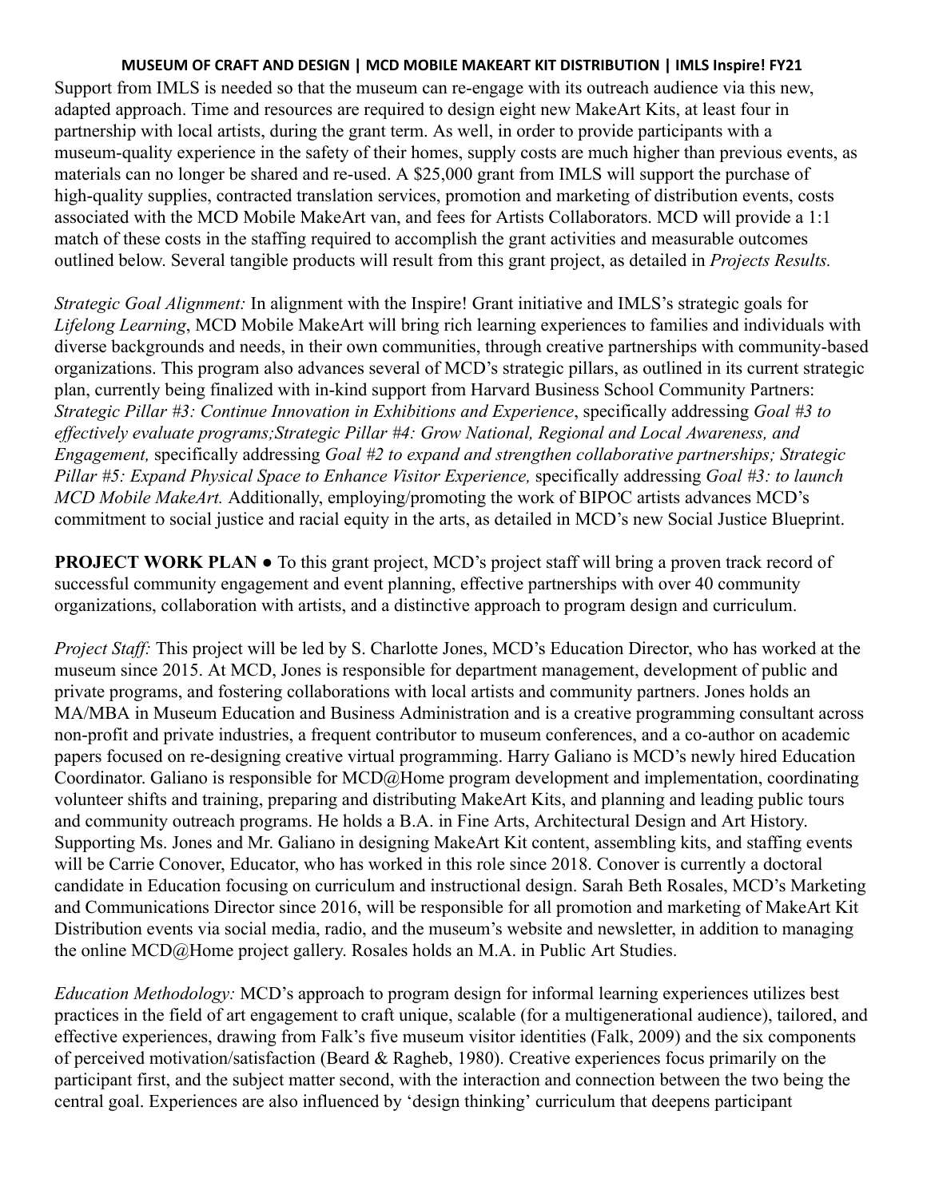Support from IMLS is needed so that the museum can re-engage with its outreach audience via this new, adapted approach. Time and resources are required to design eight new MakeArt Kits, at least four in partnership with local artists, during the grant term. As well, in order to provide participants with a museum-quality experience in the safety of their homes, supply costs are much higher than previous events, as materials can no longer be shared and re-used. A $25,000 grant from IMLS will support the purchase of high-quality supplies, contracted translation services, promotion and marketing of distribution events, costs associated with the MCD Mobile MakeArt van, and fees for Artists Collaborators. MCD will provide a 1:1 match of these costs in the staffing required to accomplish the grant activities and measurable outcomes outlined below. Several tangible products will result from this grant project, as detailed in *Projects Results.*

*Strategic Goal Alignment:* In alignment with the Inspire! Grant initiative and IMLS's strategic goals for *Lifelong Learning*, MCD Mobile MakeArt will bring rich learning experiences to families and individuals with diverse backgrounds and needs, in their own communities, through creative partnerships with community-based organizations. This program also advances several of MCD's strategic pillars, as outlined in its current strategic plan, currently being finalized with in-kind support from Harvard Business School Community Partners: *Strategic Pillar #3: Continue Innovation in Exhibitions and Experience*, specifically addressing *Goal #3 to effectively evaluate programs;Strategic Pillar #4: Grow National, Regional and Local Awareness, and Engagement,* specifically addressing *Goal #2 to expand and strengthen collaborative partnerships; Strategic Pillar #5: Expand Physical Space to Enhance Visitor Experience,* specifically addressing *Goal #3: to launch MCD Mobile MakeArt.* Additionally, employing/promoting the work of BIPOC artists advances MCD's commitment to social justice and racial equity in the arts, as detailed in MCD's new Social Justice Blueprint.

**PROJECT WORK PLAN ●** To this grant project, MCD's project staff will bring a proven track record of successful community engagement and event planning, effective partnerships with over 40 community organizations, collaboration with artists, and a distinctive approach to program design and curriculum.

*Project Staff:* This project will be led by S. Charlotte Jones, MCD's Education Director, who has worked at the museum since 2015. At MCD, Jones is responsible for department management, development of public and private programs, and fostering collaborations with local artists and community partners. Jones holds an MA/MBA in Museum Education and Business Administration and is a creative programming consultant across non-profit and private industries, a frequent contributor to museum conferences, and a co-author on academic papers focused on re-designing creative virtual programming. Harry Galiano is MCD's newly hired Education Coordinator. Galiano is responsible for MCD@Home program development and implementation, coordinating volunteer shifts and training, preparing and distributing MakeArt Kits, and planning and leading public tours and community outreach programs. He holds a B.A. in Fine Arts, Architectural Design and Art History. Supporting Ms. Jones and Mr. Galiano in designing MakeArt Kit content, assembling kits, and staffing events will be Carrie Conover, Educator, who has worked in this role since 2018. Conover is currently a doctoral candidate in Education focusing on curriculum and instructional design. Sarah Beth Rosales, MCD's Marketing and Communications Director since 2016, will be responsible for all promotion and marketing of MakeArt Kit Distribution events via social media, radio, and the museum's website and newsletter, in addition to managing the online MCD@Home project gallery. Rosales holds an M.A. in Public Art Studies.

*Education Methodology:* MCD's approach to program design for informal learning experiences utilizes best practices in the field of art engagement to craft unique, scalable (for a multigenerational audience), tailored, and effective experiences, drawing from Falk's five museum visitor identities (Falk, 2009) and the six components of perceived motivation/satisfaction (Beard & Ragheb, 1980). Creative experiences focus primarily on the participant first, and the subject matter second, with the interaction and connection between the two being the central goal. Experiences are also influenced by 'design thinking' curriculum that deepens participant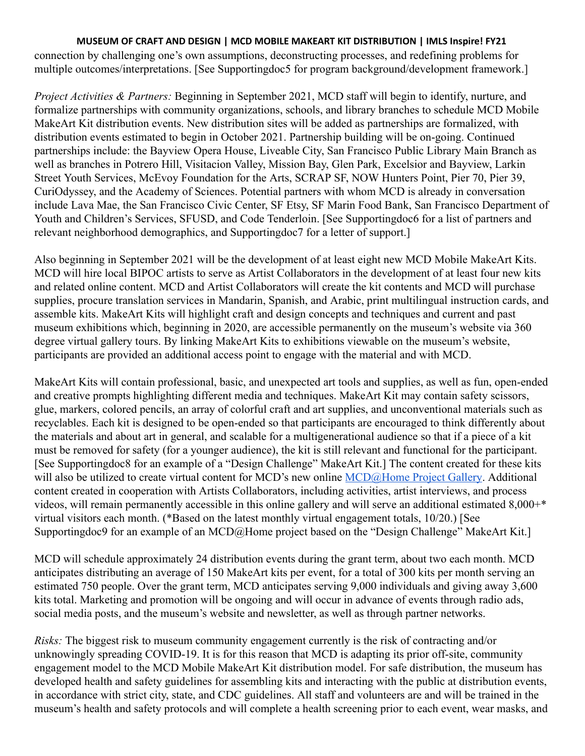connection by challenging one's own assumptions, deconstructing processes, and redefining problems for multiple outcomes/interpretations. [See Supportingdoc5 for program background/development framework.]

*Project Activities & Partners:* Beginning in September 2021, MCD staff will begin to identify, nurture, and formalize partnerships with community organizations, schools, and library branches to schedule MCD Mobile MakeArt Kit distribution events. New distribution sites will be added as partnerships are formalized, with distribution events estimated to begin in October 2021. Partnership building will be on-going. Continued partnerships include: the Bayview Opera House, Liveable City, San Francisco Public Library Main Branch as well as branches in Potrero Hill, Visitacion Valley, Mission Bay, Glen Park, Excelsior and Bayview, Larkin Street Youth Services, McEvoy Foundation for the Arts, SCRAP SF, NOW Hunters Point, Pier 70, Pier 39, CuriOdyssey, and the Academy of Sciences. Potential partners with whom MCD is already in conversation include Lava Mae, the San Francisco Civic Center, SF Etsy, SF Marin Food Bank, San Francisco Department of Youth and Children's Services, SFUSD, and Code Tenderloin. [See Supportingdoc6 for a list of partners and relevant neighborhood demographics, and Supportingdoc7 for a letter of support.]

Also beginning in September 2021 will be the development of at least eight new MCD Mobile MakeArt Kits. MCD will hire local BIPOC artists to serve as Artist Collaborators in the development of at least four new kits and related online content. MCD and Artist Collaborators will create the kit contents and MCD will purchase supplies, procure translation services in Mandarin, Spanish, and Arabic, print multilingual instruction cards, and assemble kits. MakeArt Kits will highlight craft and design concepts and techniques and current and past museum exhibitions which, beginning in 2020, are accessible permanently on the museum's website via 360 degree virtual gallery tours. By linking MakeArt Kits to exhibitions viewable on the museum's website, participants are provided an additional access point to engage with the material and with MCD.

MakeArt Kits will contain professional, basic, and unexpected art tools and supplies, as well as fun, open-ended and creative prompts highlighting different media and techniques. MakeArt Kit may contain safety scissors, glue, markers, colored pencils, an array of colorful craft and art supplies, and unconventional materials such as recyclables. Each kit is designed to be open-ended so that participants are encouraged to think differently about the materials and about art in general, and scalable for a multigenerational audience so that if a piece of a kit must be removed for safety (for a younger audience), the kit is still relevant and functional for the participant. [See Supportingdoc8 for an example of a "Design Challenge" MakeArt Kit.] The content created for these kits will also be utilized to create virtual content for MCD's new online MCD@Home Project Gallery. Additional content created in cooperation with Artists Collaborators, including activities, artist interviews, and process videos, will remain permanently accessible in this online gallery and will serve an additional estimated 8,000+* virtual visitors each month. (*Based on the latest monthly virtual engagement totals, 10/20.) [See Supportingdoc9 for an example of an MCD@Home project based on the "Design Challenge" MakeArt Kit.]

MCD will schedule approximately 24 distribution events during the grant term, about two each month. MCD anticipates distributing an average of 150 MakeArt kits per event, for a total of 300 kits per month serving an estimated 750 people. Over the grant term, MCD anticipates serving 9,000 individuals and giving away 3,600 kits total. Marketing and promotion will be ongoing and will occur in advance of events through radio ads, social media posts, and the museum's website and newsletter, as well as through partner networks.

*Risks:* The biggest risk to museum community engagement currently is the risk of contracting and/or unknowingly spreading COVID-19. It is for this reason that MCD is adapting its prior off-site, community engagement model to the MCD Mobile MakeArt Kit distribution model. For safe distribution, the museum has developed health and safety guidelines for assembling kits and interacting with the public at distribution events, in accordance with strict city, state, and CDC guidelines. All staff and volunteers are and will be trained in the museum's health and safety protocols and will complete a health screening prior to each event, wear masks, and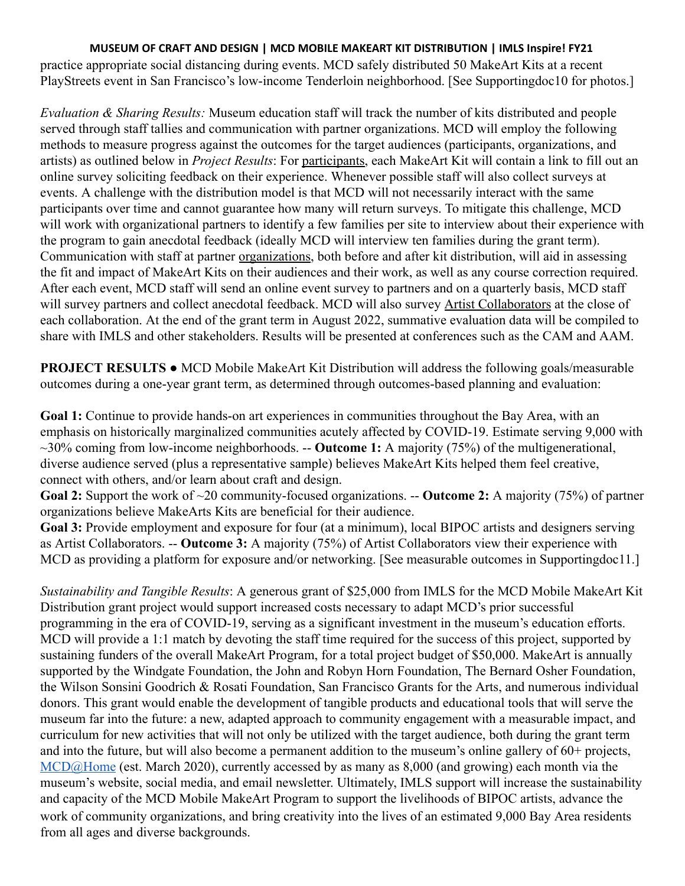practice appropriate social distancing during events. MCD safely distributed 50 MakeArt Kits at a recent PlayStreets event in San Francisco's low-income Tenderloin neighborhood. [See Supportingdoc10 for photos.]

*Evaluation & Sharing Results:* Museum education staff will track the number of kits distributed and people served through staff tallies and communication with partner organizations. MCD will employ the following methods to measure progress against the outcomes for the target audiences (participants, organizations, and artists) as outlined below in *Project Results*: For participants, each MakeArt Kit will contain a link to fill out an online survey soliciting feedback on their experience. Whenever possible staff will also collect surveys at events. A challenge with the distribution model is that MCD will not necessarily interact with the same participants over time and cannot guarantee how many will return surveys. To mitigate this challenge, MCD will work with organizational partners to identify a few families per site to interview about their experience with the program to gain anecdotal feedback (ideally MCD will interview ten families during the grant term). Communication with staff at partner organizations, both before and after kit distribution, will aid in assessing the fit and impact of MakeArt Kits on their audiences and their work, as well as any course correction required. After each event, MCD staff will send an online event survey to partners and on a quarterly basis, MCD staff will survey partners and collect anecdotal feedback. MCD will also survey Artist Collaborators at the close of each collaboration. At the end of the grant term in August 2022, summative evaluation data will be compiled to share with IMLS and other stakeholders. Results will be presented at conferences such as the CAM and AAM.

**PROJECT RESULTS ●** MCD Mobile MakeArt Kit Distribution will address the following goals/measurable outcomes during a one-year grant term, as determined through outcomes-based planning and evaluation:

**Goal 1:** Continue to provide hands-on art experiences in communities throughout the Bay Area, with an emphasis on historically marginalized communities acutely affected by COVID-19. Estimate serving 9,000 with ~30% coming from low-income neighborhoods. -- **Outcome 1:** A majority (75%) of the multigenerational, diverse audience served (plus a representative sample) believes MakeArt Kits helped them feel creative, connect with others, and/or learn about craft and design.

**Goal 2:** Support the work of ~20 community-focused organizations. -- **Outcome 2:** A majority (75%) of partner organizations believe MakeArts Kits are beneficial for their audience.

**Goal 3:** Provide employment and exposure for four (at a minimum), local BIPOC artists and designers serving as Artist Collaborators. -- **Outcome 3:** A majority (75%) of Artist Collaborators view their experience with MCD as providing a platform for exposure and/or networking. [See measurable outcomes in Supportingdoc11.]

*Sustainability and Tangible Results*: A generous grant of $25,000 from IMLS for the MCD Mobile MakeArt Kit Distribution grant project would support increased costs necessary to adapt MCD's prior successful programming in the era of COVID-19, serving as a significant investment in the museum's education efforts. MCD will provide a 1:1 match by devoting the staff time required for the success of this project, supported by sustaining funders of the overall MakeArt Program, for a total project budget of $50,000. MakeArt is annually supported by the Windgate Foundation, the John and Robyn Horn Foundation, The Bernard Osher Foundation, the Wilson Sonsini Goodrich & Rosati Foundation, San Francisco Grants for the Arts, and numerous individual donors. This grant would enable the development of tangible products and educational tools that will serve the museum far into the future: a new, adapted approach to community engagement with a measurable impact, and curriculum for new activities that will not only be utilized with the target audience, both during the grant term and into the future, but will also become a permanent addition to the museum's online gallery of 60+ projects, MCD@Home (est. March 2020), currently accessed by as many as 8,000 (and growing) each month via the museum's website, social media, and email newsletter. Ultimately, IMLS support will increase the sustainability and capacity of the MCD Mobile MakeArt Program to support the livelihoods of BIPOC artists, advance the work of community organizations, and bring creativity into the lives of an estimated 9,000 Bay Area residents from all ages and diverse backgrounds.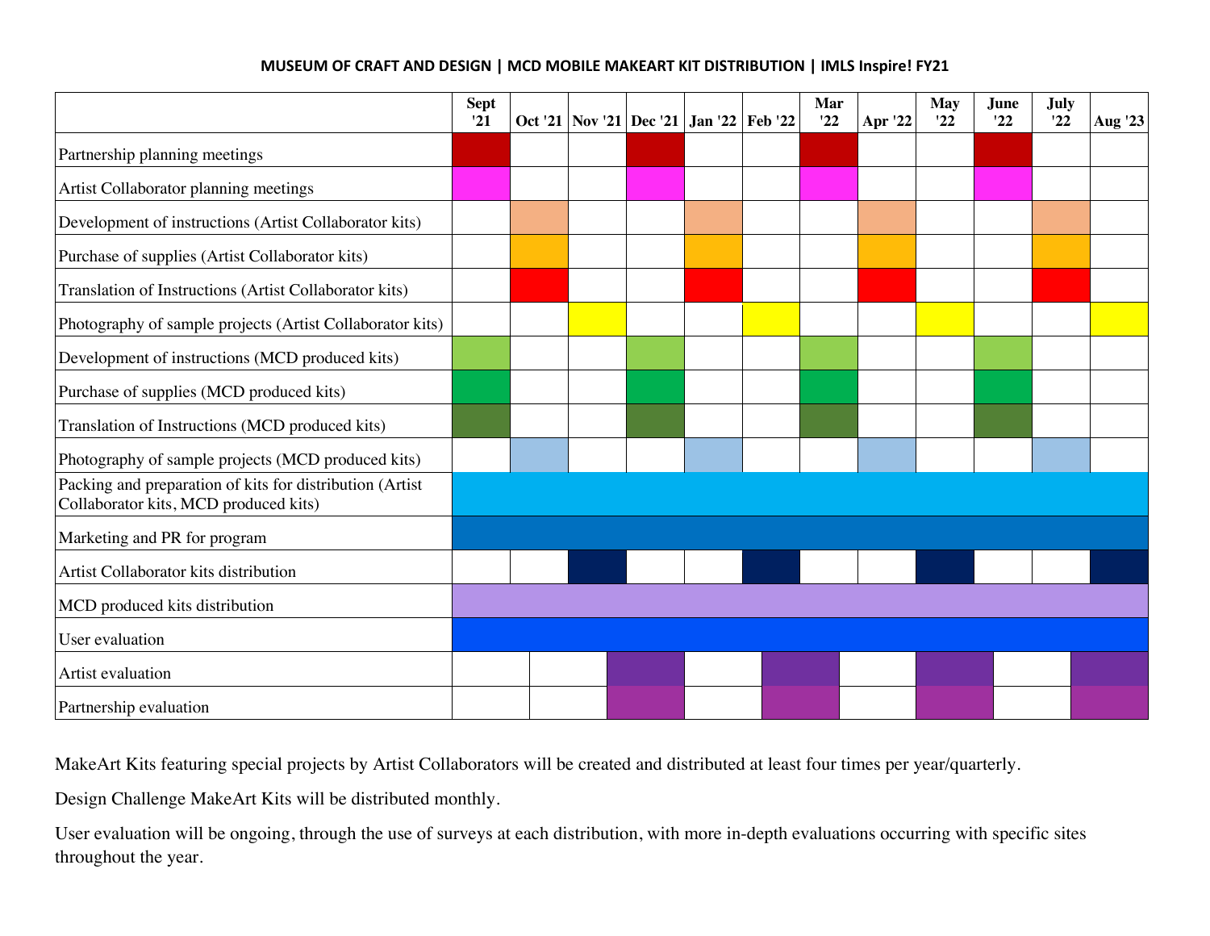**MUSEUM OF CRAFT AND DESIGN | MCD MOBILE MAKEART KIT DISTRIBUTION | IMLS Inspire! FY21**

| | Sept '21 | Oct '21 | Nov '21 | Dec '21 | Jan '22 | Feb '22 | Mar '22 | Apr '22 | May '22 | June '22 | July '22 | Aug '23 |
|---|---|---|---|---|---|---|---|---|---|---|---|---|
| Partnership planning meetings | X | | | X | | | X | | | X | | |
| Artist Collaborator planning meetings | X | | | X | | | X | | | X | | |
| Development of instructions (Artist Collaborator kits) | | X | | | X | | | X | | | X | |
| Purchase of supplies (Artist Collaborator kits) | | X | | | X | | | X | | | X | |
| Translation of Instructions (Artist Collaborator kits) | | X | | | X | | | X | | | X | |
| Photography of sample projects (Artist Collaborator kits) | | | X | | | X | | | X | | | X |
| Development of instructions (MCD produced kits) | X | | | X | | | X | | | X | | |
| Purchase of supplies (MCD produced kits) | X | | | X | | | X | | | X | | |
| Translation of Instructions (MCD produced kits) | X | | | X | | | X | | | X | | |
| Photography of sample projects (MCD produced kits) | | X | | | X | | | X | | | X | |
| Packing and preparation of kits for distribution (Artist Collaborator kits, MCD produced kits) | X | X | X | X | X | X | X | X | X | X | X | X |
| Marketing and PR for program | X | X | X | X | X | X | X | X | X | X | X | X |
| Artist Collaborator kits distribution | | | X | | | X | | | X | | | X |
| MCD produced kits distribution | X | X | X | X | X | X | X | X | X | X | X | X |
| User evaluation | X | X | X | X | X | X | X | X | X | X | X | X |
| Artist evaluation | | | | X | | X | X | | X | | | X |
| Partnership evaluation | | | | X | | X | X | | X | | | X |

MakeArt Kits featuring special projects by Artist Collaborators will be created and distributed at least four times per year/quarterly.

Design Challenge MakeArt Kits will be distributed monthly.

User evaluation will be ongoing, through the use of surveys at each distribution, with more in-depth evaluations occurring with specific sites throughout the year.